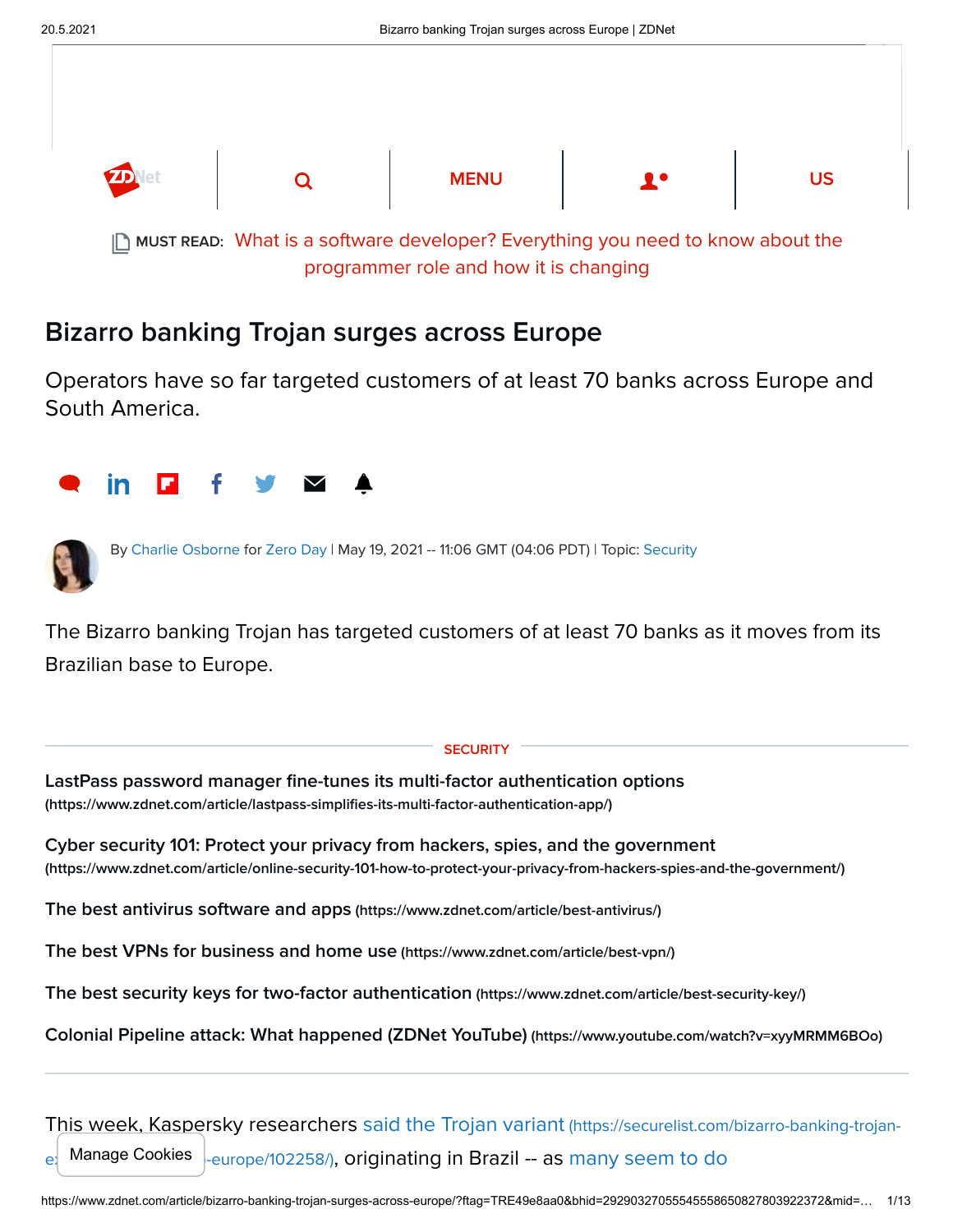MUST READ: What is a software developer? Everything you need to know about the programmer role and how it is changing

# Bizarro banking Trojan surges across Europe

Operators have so far targeted customers of at least 70 banks across Europe and South America.

By Charlie Osborne for Zero Day | May 19, 2021 -- 11:06 GMT (04:06 PDT) | Topic: Security

The Bizarro banking Trojan has targeted customers of at least 70 banks as it moves from its Brazilian base to Europe.

SECURITY

**LastPass password manager fine-tunes its multi-factor authentication options** (https://www.zdnet.com/article/lastpass-simplifies-its-multi-factor-authentication-app/)

**Cyber security 101: Protect your privacy from hackers, spies, and the government** (https://www.zdnet.com/article/online-security-101-how-to-protect-your-privacy-from-hackers-spies-and-the-government/)

**The best antivirus software and apps** (https://www.zdnet.com/article/best-antivirus/)

**The best VPNs for business and home use** (https://www.zdnet.com/article/best-vpn/)

**The best security keys for two-factor authentication** (https://www.zdnet.com/article/best-security-key/)

**Colonial Pipeline attack: What happened (ZDNet YouTube)** (https://www.youtube.com/watch?v=xyyMRMM6BOo)

This week, Kaspersky researchers said the Trojan variant (https://securelist.com/bizarro-banking-trojan-expands-its-attacks-to-europe/102258/), originating in Brazil -- as many seem to do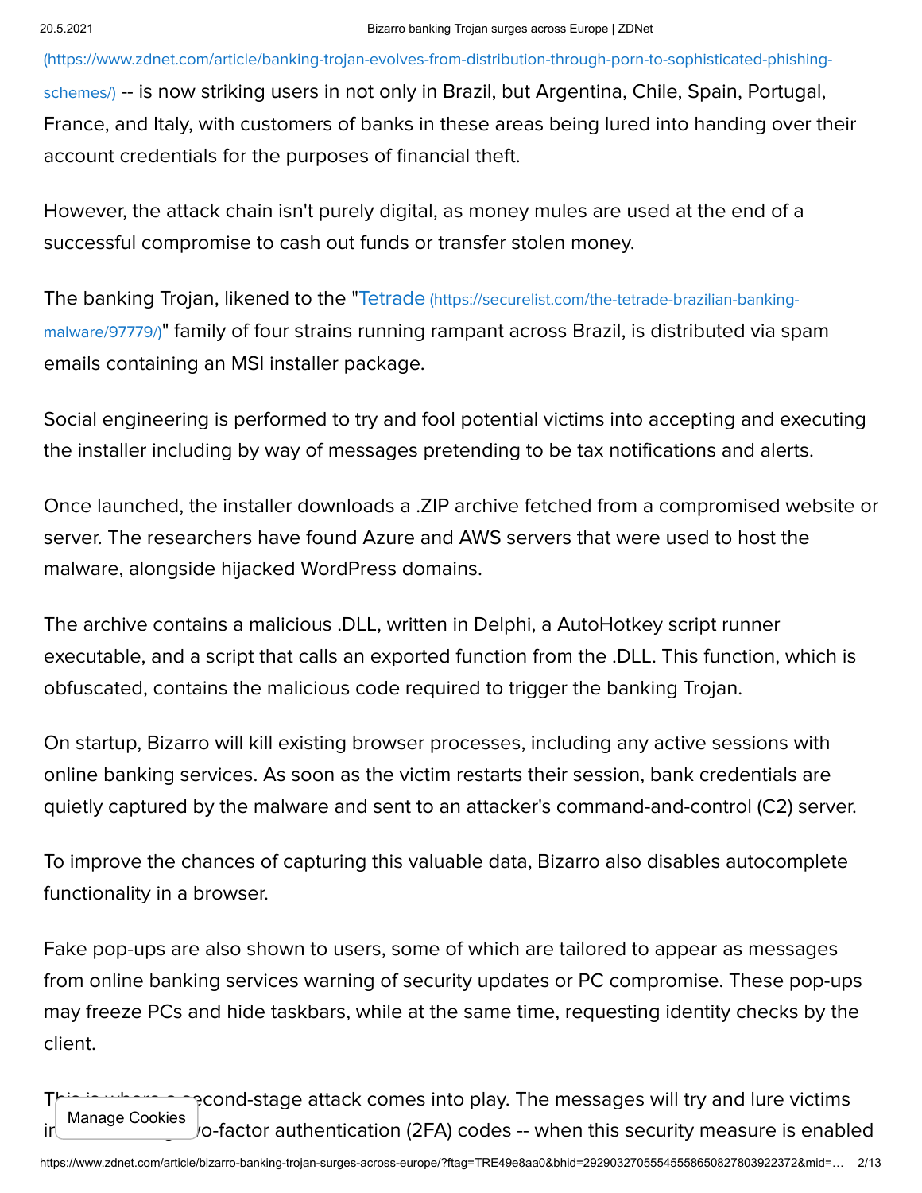(https://www.zdnet.com/article/banking-trojan-evolves-from-distribution-through-porn-to-sophisticated-phishing-schemes/) -- is now striking users in not only in Brazil, but Argentina, Chile, Spain, Portugal, France, and Italy, with customers of banks in these areas being lured into handing over their account credentials for the purposes of financial theft.

However, the attack chain isn't purely digital, as money mules are used at the end of a successful compromise to cash out funds or transfer stolen money.

The banking Trojan, likened to the "Tetrade (https://securelist.com/the-tetrade-brazilian-banking-malware/97779/)" family of four strains running rampant across Brazil, is distributed via spam emails containing an MSI installer package.

Social engineering is performed to try and fool potential victims into accepting and executing the installer including by way of messages pretending to be tax notifications and alerts.

Once launched, the installer downloads a .ZIP archive fetched from a compromised website or server. The researchers have found Azure and AWS servers that were used to host the malware, alongside hijacked WordPress domains.

The archive contains a malicious .DLL, written in Delphi, a AutoHotkey script runner executable, and a script that calls an exported function from the .DLL. This function, which is obfuscated, contains the malicious code required to trigger the banking Trojan.

On startup, Bizarro will kill existing browser processes, including any active sessions with online banking services. As soon as the victim restarts their session, bank credentials are quietly captured by the malware and sent to an attacker's command-and-control (C2) server.

To improve the chances of capturing this valuable data, Bizarro also disables autocomplete functionality in a browser.

Fake pop-ups are also shown to users, some of which are tailored to appear as messages from online banking services warning of security updates or PC compromise. These pop-ups may freeze PCs and hide taskbars, while at the same time, requesting identity checks by the client.

This is where a second-stage attack comes into play. The messages will try and lure victims into handing over two-factor authentication (2FA) codes -- when this security measure is enabled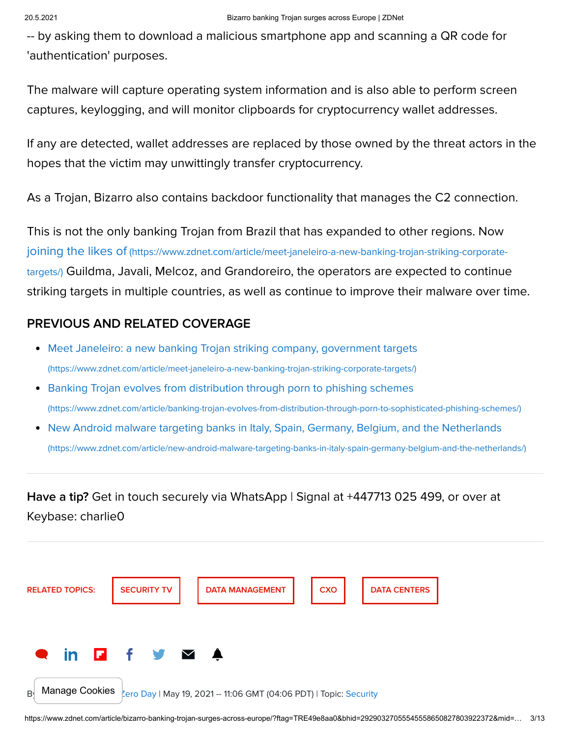-- by asking them to download a malicious smartphone app and scanning a QR code for 'authentication' purposes.

The malware will capture operating system information and is also able to perform screen captures, keylogging, and will monitor clipboards for cryptocurrency wallet addresses.

If any are detected, wallet addresses are replaced by those owned by the threat actors in the hopes that the victim may unwittingly transfer cryptocurrency.

As a Trojan, Bizarro also contains backdoor functionality that manages the C2 connection.

This is not the only banking Trojan from Brazil that has expanded to other regions. Now joining the likes of (https://www.zdnet.com/article/meet-janeleiro-a-new-banking-trojan-striking-corporate-targets/) Guildma, Javali, Melcoz, and Grandoreiro, the operators are expected to continue striking targets in multiple countries, as well as continue to improve their malware over time.

## PREVIOUS AND RELATED COVERAGE

- Meet Janeleiro: a new banking Trojan striking company, government targets (https://www.zdnet.com/article/meet-janeleiro-a-new-banking-trojan-striking-corporate-targets/)
- Banking Trojan evolves from distribution through porn to phishing schemes (https://www.zdnet.com/article/banking-trojan-evolves-from-distribution-through-porn-to-sophisticated-phishing-schemes/)
- New Android malware targeting banks in Italy, Spain, Germany, Belgium, and the Netherlands (https://www.zdnet.com/article/new-android-malware-targeting-banks-in-italy-spain-germany-belgium-and-the-netherlands/)

---

**Have a tip?** Get in touch securely via WhatsApp | Signal at +447713 025 499, or over at Keybase: charlie0

---

RELATED TOPICS: SECURITY TV | DATA MANAGEMENT | CXO | DATA CENTERS

By Zero Day | May 19, 2021 -- 11:06 GMT (04:06 PDT) | Topic: Security